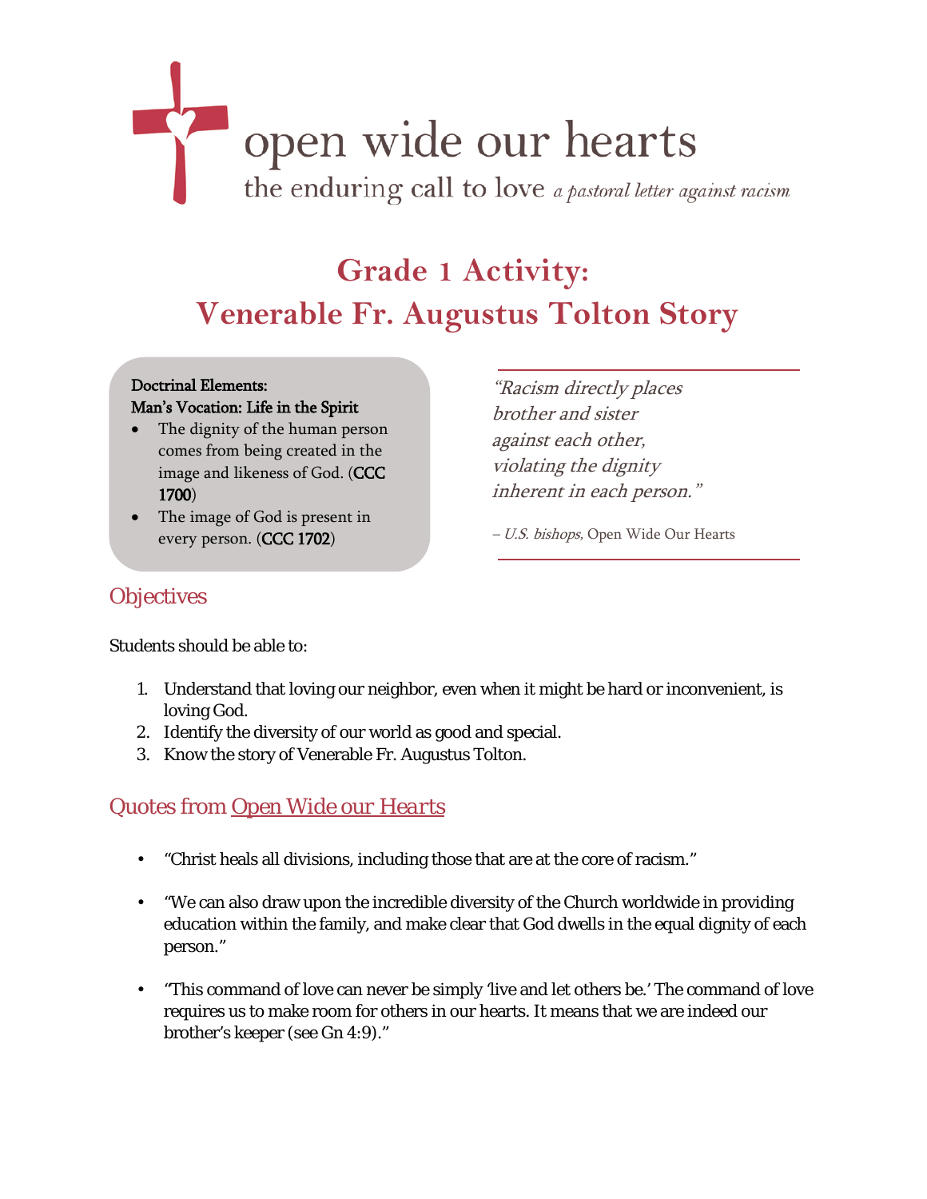open wide our hearts

the enduring call to love *a pastoral letter against racism*

# Grade 1 Activity: Venerable Fr. Augustus Tolton Story

**Doctrinal Elements:**
**Man's Vocation: Life in the Spirit**

- The dignity of the human person comes from being created in the image and likeness of God. (CCC 1700)
- The image of God is present in every person. (CCC 1702)

> *"Racism directly places brother and sister against each other, violating the dignity inherent in each person."*
>
> – *U.S. bishops,* Open Wide Our Hearts

## Objectives

Students should be able to:

1. Understand that loving our neighbor, even when it might be hard or inconvenient, is loving God.
2. Identify the diversity of our world as good and special.
3. Know the story of Venerable Fr. Augustus Tolton.

## Quotes from Open Wide our Hearts

- "Christ heals all divisions, including those that are at the core of racism."
- "We can also draw upon the incredible diversity of the Church worldwide in providing education within the family, and make clear that God dwells in the equal dignity of each person."
- "This command of love can never be simply 'live and let others be.' The command of love requires us to make room for others in our hearts. It means that we are indeed our brother's keeper (see Gn 4:9)."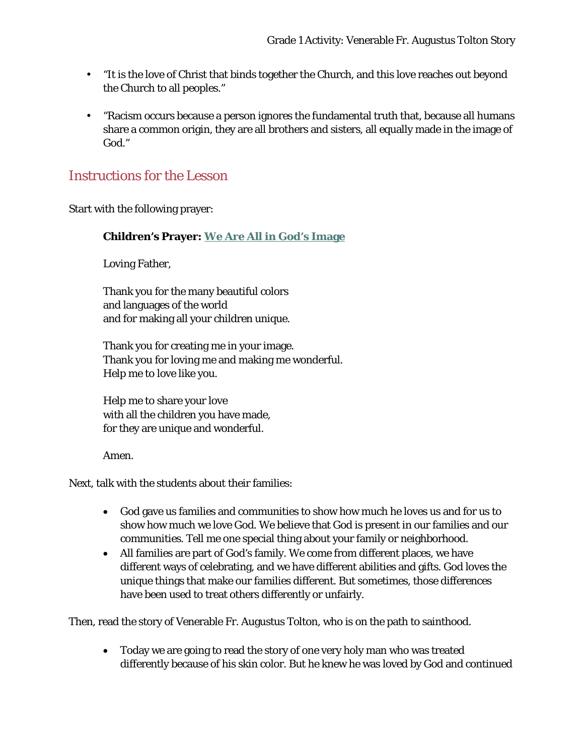- "It is the love of Christ that binds together the Church, and this love reaches out beyond the Church to all peoples."

- "Racism occurs because a person ignores the fundamental truth that, because all humans share a common origin, they are all brothers and sisters, all equally made in the image of God."

## Instructions for the Lesson

Start with the following prayer:

> **Children's Prayer: We Are All in God's Image**
>
> Loving Father,
>
> Thank you for the many beautiful colors
> and languages of the world
> and for making all your children unique.
>
> Thank you for creating me in your image.
> Thank you for loving me and making me wonderful.
> Help me to love like you.
>
> Help me to share your love
> with all the children you have made,
> for they are unique and wonderful.
>
> Amen.

Next, talk with the students about their families:

- God gave us families and communities to show how much he loves us and for us to show how much we love God. We believe that God is present in our families and our communities. Tell me one special thing about your family or neighborhood.
- All families are part of God's family. We come from different places, we have different ways of celebrating, and we have different abilities and gifts. God loves the unique things that make our families different. But sometimes, those differences have been used to treat others differently or unfairly.

Then, read the story of Venerable Fr. Augustus Tolton, who is on the path to sainthood.

- Today we are going to read the story of one very holy man who was treated differently because of his skin color. But he knew he was loved by God and continued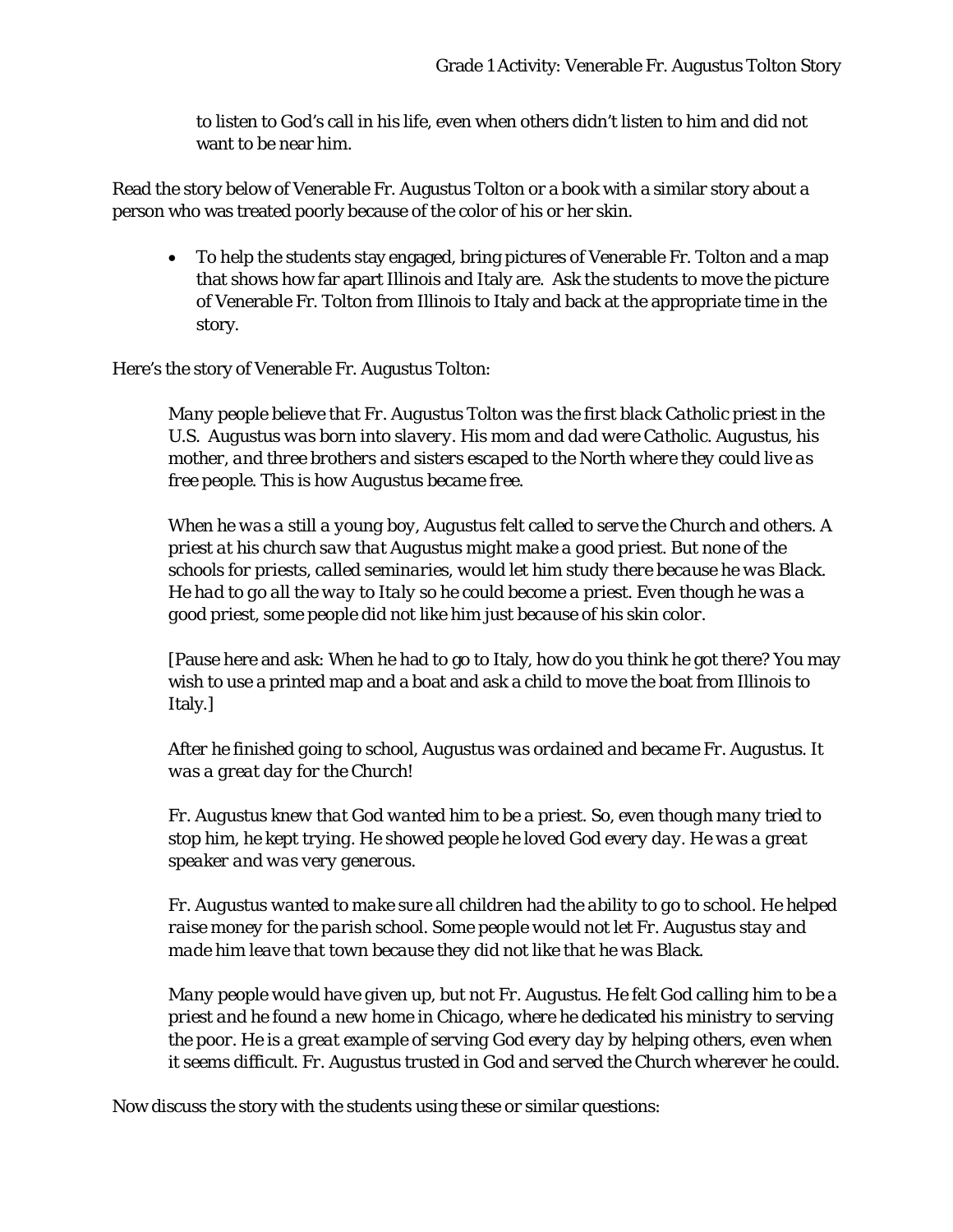to listen to God's call in his life, even when others didn't listen to him and did not want to be near him.

Read the story below of Venerable Fr. Augustus Tolton or a book with a similar story about a person who was treated poorly because of the color of his or her skin.

- To help the students stay engaged, bring pictures of Venerable Fr. Tolton and a map that shows how far apart Illinois and Italy are. Ask the students to move the picture of Venerable Fr. Tolton from Illinois to Italy and back at the appropriate time in the story.

Here's the story of Venerable Fr. Augustus Tolton:

> *Many people believe that Fr. Augustus Tolton was the first black Catholic priest in the U.S. Augustus was born into slavery. His mom and dad were Catholic. Augustus, his mother, and three brothers and sisters escaped to the North where they could live as free people. This is how Augustus became free.*
>
> *When he was a still a young boy, Augustus felt called to serve the Church and others. A priest at his church saw that Augustus might make a good priest. But none of the schools for priests, called seminaries, would let him study there because he was Black. He had to go all the way to Italy so he could become a priest. Even though he was a good priest, some people did not like him just because of his skin color.*
>
> [Pause here and ask: When he had to go to Italy, how do you think he got there? You may wish to use a printed map and a boat and ask a child to move the boat from Illinois to Italy.]
>
> *After he finished going to school, Augustus was ordained and became Fr. Augustus. It was a great day for the Church!*
>
> *Fr. Augustus knew that God wanted him to be a priest. So, even though many tried to stop him, he kept trying. He showed people he loved God every day. He was a great speaker and was very generous.*
>
> *Fr. Augustus wanted to make sure all children had the ability to go to school. He helped raise money for the parish school. Some people would not let Fr. Augustus stay and made him leave that town because they did not like that he was Black.*
>
> *Many people would have given up, but not Fr. Augustus. He felt God calling him to be a priest and he found a new home in Chicago, where he dedicated his ministry to serving the poor. He is a great example of serving God every day by helping others, even when it seems difficult. Fr. Augustus trusted in God and served the Church wherever he could.*

Now discuss the story with the students using these or similar questions: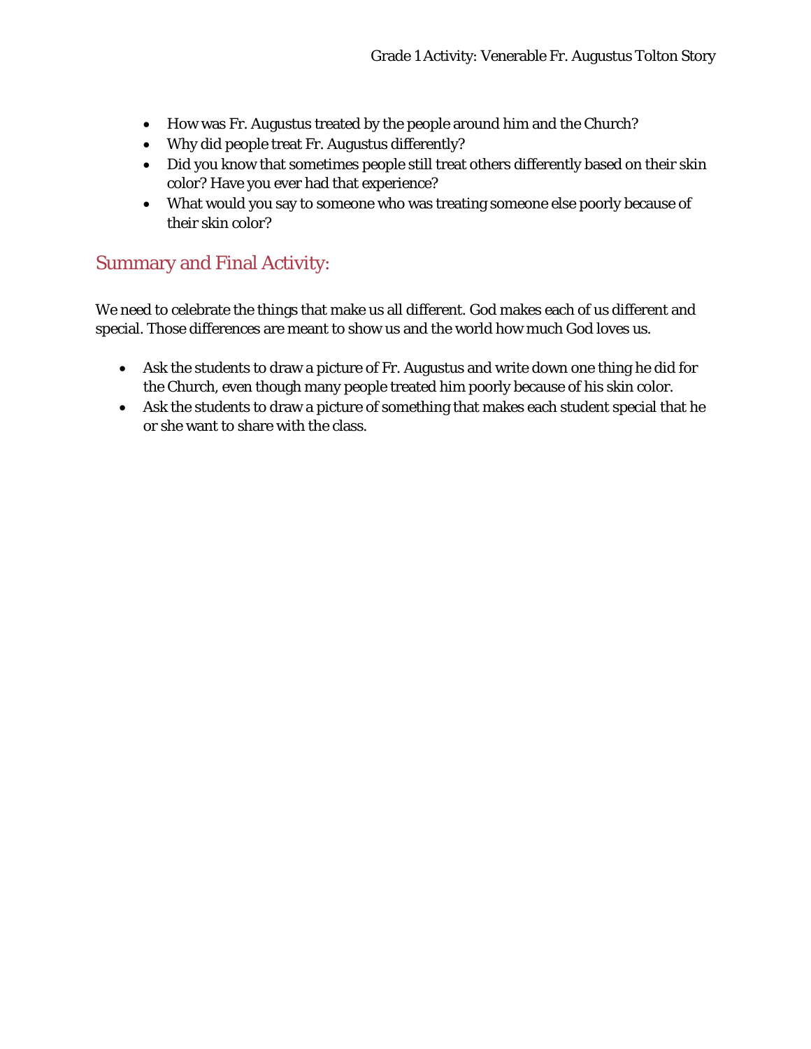- How was Fr. Augustus treated by the people around him and the Church?
- Why did people treat Fr. Augustus differently?
- Did you know that sometimes people still treat others differently based on their skin color? Have you ever had that experience?
- What would you say to someone who was treating someone else poorly because of their skin color?

## Summary and Final Activity:

We need to celebrate the things that make us all different. God makes each of us different and special. Those differences are meant to show us and the world how much God loves us.

- Ask the students to draw a picture of Fr. Augustus and write down one thing he did for the Church, even though many people treated him poorly because of his skin color.
- Ask the students to draw a picture of something that makes each student special that he or she want to share with the class.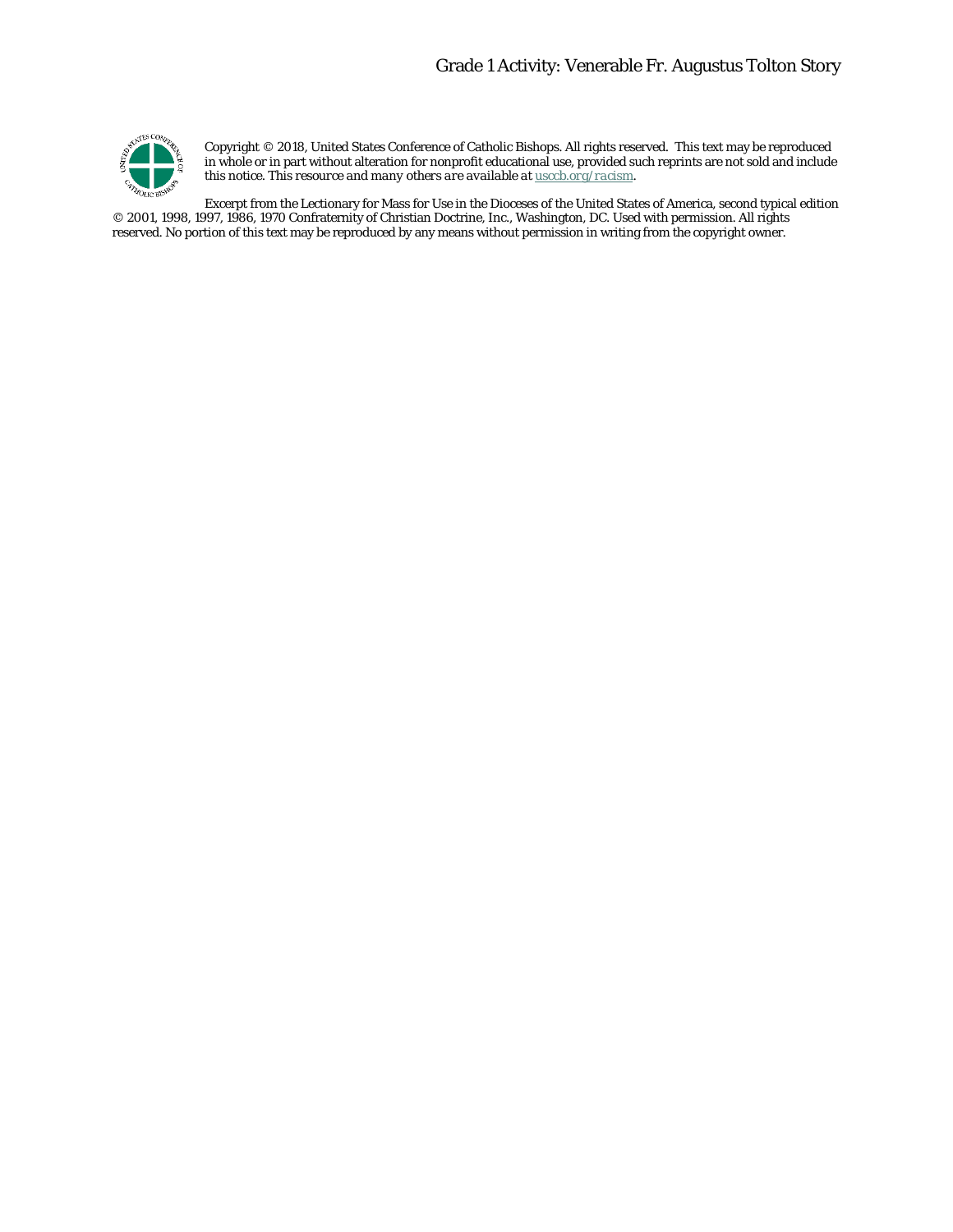Copyright © 2018, United States Conference of Catholic Bishops. All rights reserved. This text may be reproduced in whole or in part without alteration for nonprofit educational use, provided such reprints are not sold and include this notice. *This resource and many others are available at* [usccb.org/racism](https://usccb.org/racism).

Excerpt from the Lectionary for Mass for Use in the Dioceses of the United States of America, second typical edition © 2001, 1998, 1997, 1986, 1970 Confraternity of Christian Doctrine, Inc., Washington, DC. Used with permission. All rights reserved. No portion of this text may be reproduced by any means without permission in writing from the copyright owner.